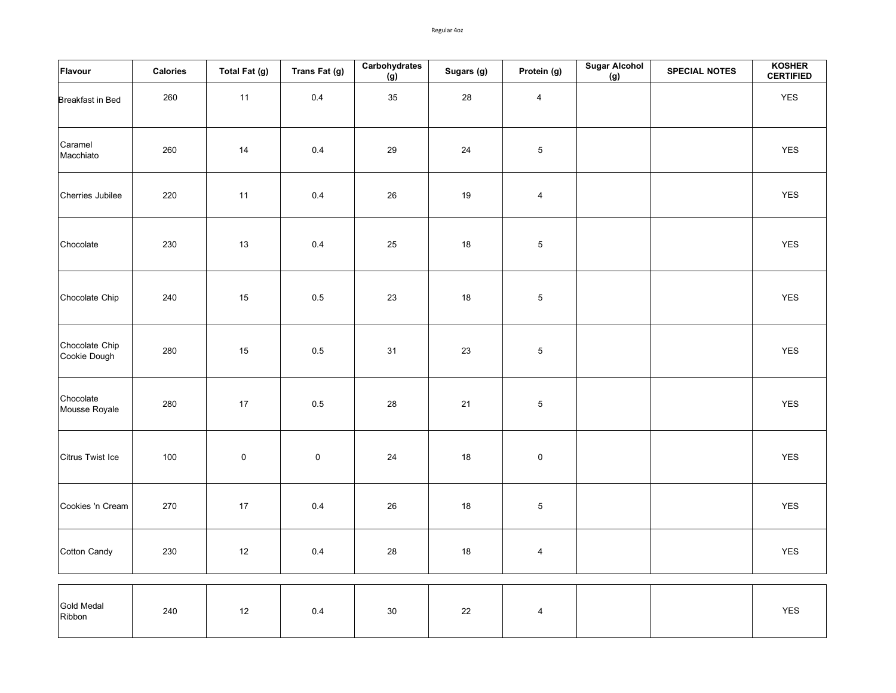Regular 4oz

| Flavour | Calories | Total Fat (g) | Trans Fat (g) | Carbohydrates (g) | Sugars (g) | Protein (g) | Sugar Alcohol (g) | SPECIAL NOTES | KOSHER CERTIFIED |
|---|---|---|---|---|---|---|---|---|---|
| Breakfast in Bed | 260 | 11 | 0.4 | 35 | 28 | 4 | | | YES |
| Caramel Macchiato | 260 | 14 | 0.4 | 29 | 24 | 5 | | | YES |
| Cherries Jubilee | 220 | 11 | 0.4 | 26 | 19 | 4 | | | YES |
| Chocolate | 230 | 13 | 0.4 | 25 | 18 | 5 | | | YES |
| Chocolate Chip | 240 | 15 | 0.5 | 23 | 18 | 5 | | | YES |
| Chocolate Chip Cookie Dough | 280 | 15 | 0.5 | 31 | 23 | 5 | | | YES |
| Chocolate Mousse Royale | 280 | 17 | 0.5 | 28 | 21 | 5 | | | YES |
| Citrus Twist Ice | 100 | 0 | 0 | 24 | 18 | 0 | | | YES |
| Cookies 'n Cream | 270 | 17 | 0.4 | 26 | 18 | 5 | | | YES |
| Cotton Candy | 230 | 12 | 0.4 | 28 | 18 | 4 | | | YES |
| Gold Medal Ribbon | 240 | 12 | 0.4 | 30 | 22 | 4 | | | YES |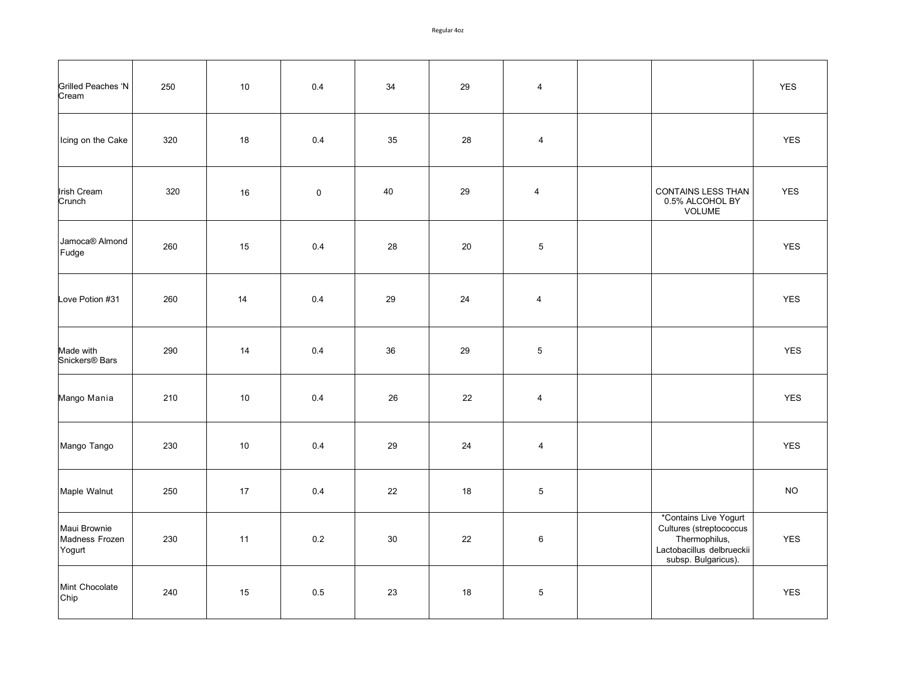| | | | | | | | | | |
|---|---|---|---|---|---|---|---|---|---|
| Grilled Peaches 'N Cream | 250 | 10 | 0.4 | 34 | 29 | 4 | | | YES |
| Icing on the Cake | 320 | 18 | 0.4 | 35 | 28 | 4 | | | YES |
| Irish Cream Crunch | 320 | 16 | 0 | 40 | 29 | 4 | | CONTAINS LESS THAN 0.5% ALCOHOL BY VOLUME | YES |
| Jamoca® Almond Fudge | 260 | 15 | 0.4 | 28 | 20 | 5 | | | YES |
| Love Potion #31 | 260 | 14 | 0.4 | 29 | 24 | 4 | | | YES |
| Made with Snickers® Bars | 290 | 14 | 0.4 | 36 | 29 | 5 | | | YES |
| Mango Mania | 210 | 10 | 0.4 | 26 | 22 | 4 | | | YES |
| Mango Tango | 230 | 10 | 0.4 | 29 | 24 | 4 | | | YES |
| Maple Walnut | 250 | 17 | 0.4 | 22 | 18 | 5 | | | NO |
| Maui Brownie Madness Frozen Yogurt | 230 | 11 | 0.2 | 30 | 22 | 6 | | *Contains Live Yogurt Cultures (streptococcus Thermophilus, Lactobacillus delbrueckii subsp. Bulgaricus). | YES |
| Mint Chocolate Chip | 240 | 15 | 0.5 | 23 | 18 | 5 | | | YES |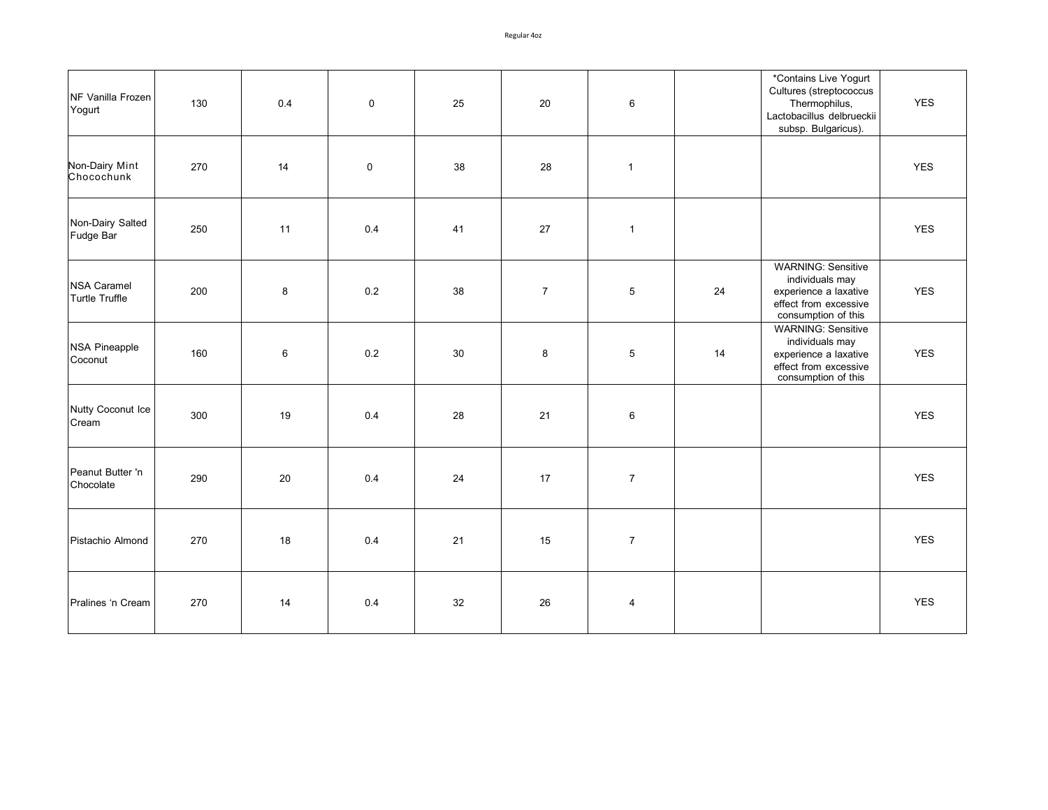Regular 4oz

| | | | | | | | | | |
|---|---|---|---|---|---|---|---|---|---|
| NF Vanilla Frozen Yogurt | 130 | 0.4 | 0 | 25 | 20 | 6 | | *Contains Live Yogurt Cultures (streptococcus Thermophilus, Lactobacillus delbrueckii subsp. Bulgaricus). | YES |
| Non-Dairy Mint Chocochunk | 270 | 14 | 0 | 38 | 28 | 1 | | | YES |
| Non-Dairy Salted Fudge Bar | 250 | 11 | 0.4 | 41 | 27 | 1 | | | YES |
| NSA Caramel Turtle Truffle | 200 | 8 | 0.2 | 38 | 7 | 5 | 24 | WARNING: Sensitive individuals may experience a laxative effect from excessive consumption of this | YES |
| NSA Pineapple Coconut | 160 | 6 | 0.2 | 30 | 8 | 5 | 14 | WARNING: Sensitive individuals may experience a laxative effect from excessive consumption of this | YES |
| Nutty Coconut Ice Cream | 300 | 19 | 0.4 | 28 | 21 | 6 | | | YES |
| Peanut Butter 'n Chocolate | 290 | 20 | 0.4 | 24 | 17 | 7 | | | YES |
| Pistachio Almond | 270 | 18 | 0.4 | 21 | 15 | 7 | | | YES |
| Pralines 'n Cream | 270 | 14 | 0.4 | 32 | 26 | 4 | | | YES |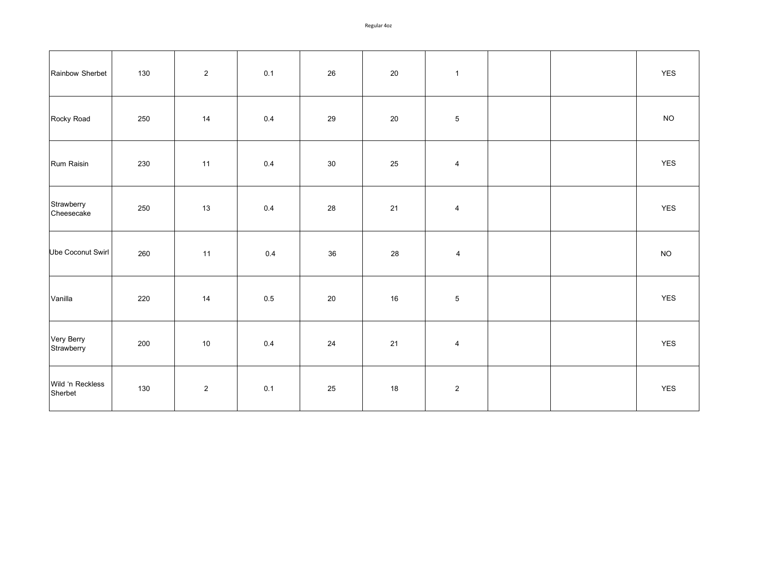Regular 4oz

| | | | | | | | | | |
|---|---|---|---|---|---|---|---|---|---|
| Rainbow Sherbet | 130 | 2 | 0.1 | 26 | 20 | 1 | | | YES |
| Rocky Road | 250 | 14 | 0.4 | 29 | 20 | 5 | | | NO |
| Rum Raisin | 230 | 11 | 0.4 | 30 | 25 | 4 | | | YES |
| Strawberry Cheesecake | 250 | 13 | 0.4 | 28 | 21 | 4 | | | YES |
| Ube Coconut Swirl | 260 | 11 | 0.4 | 36 | 28 | 4 | | | NO |
| Vanilla | 220 | 14 | 0.5 | 20 | 16 | 5 | | | YES |
| Very Berry Strawberry | 200 | 10 | 0.4 | 24 | 21 | 4 | | | YES |
| Wild 'n Reckless Sherbet | 130 | 2 | 0.1 | 25 | 18 | 2 | | | YES |